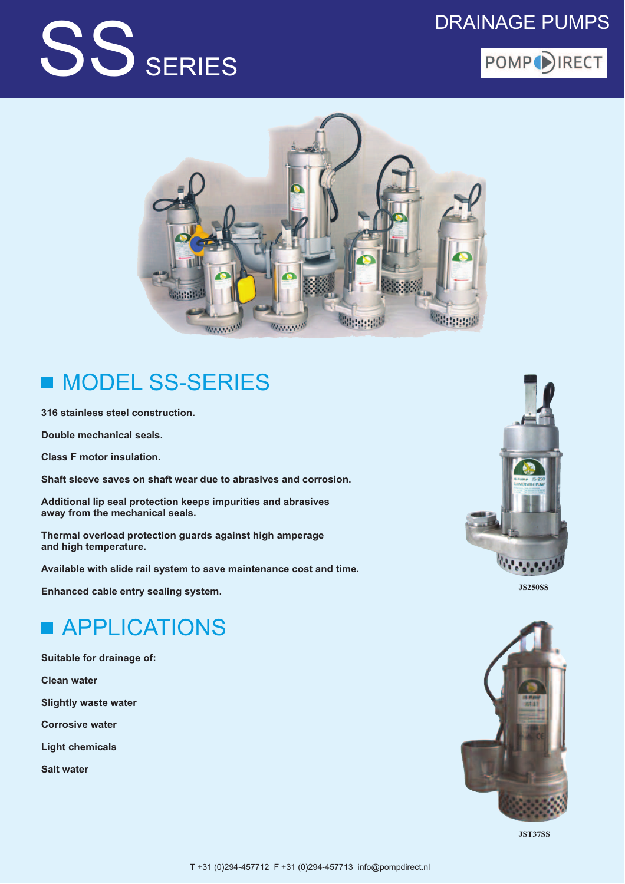# SS SERIES

DRAINAGE PUMPS

POMPDIRECT

## MODEL SS-SERIES

316 stainless steel construction.

Double mechanical seals.

Class F motor insulation.

Shaft sleeve saves on shaft wear due to abrasives and corrosion.

Additional lip seal protection keeps impurities and abrasives away from the mechanical seals.

Thermal overload protection guards against high amperage and high temperature.

Available with slide rail system to save maintenance cost and time.

Enhanced cable entry sealing system.

JS250SS

## APPLICATIONS

Suitable for drainage of:

Clean water

Slightly waste water

Corrosive water

Light chemicals

Salt water

JST37SS

T +31 (0)294-457712 F +31 (0)294-457713 info@pompdirect.nl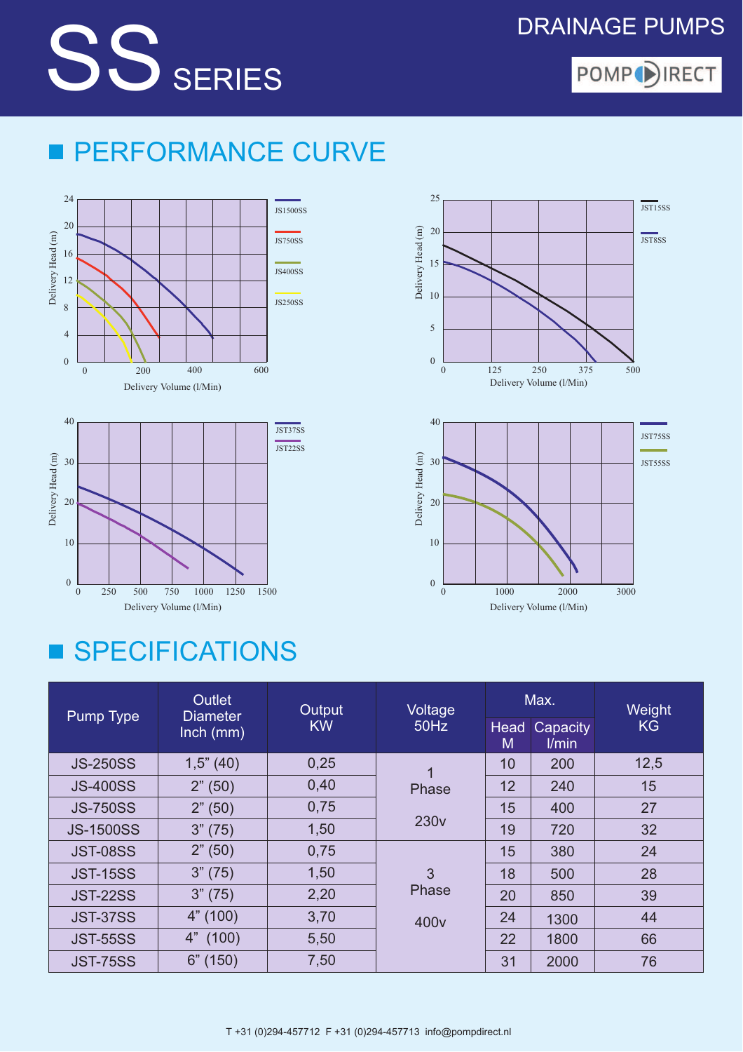# SS SERIES

DRAINAGE PUMPS

POMPDIRECT

## PERFORMANCE CURVE

Delivery Head (m)
24
20
16
12
8
4
0
0
200
400
600
Delivery Volume (l/Min)
JS1500SS
JS750SS
JS400SS
JS250SS

Delivery Head (m)
25
20
15
10
5
0
0
125
250
375
500
Delivery Volume (l/Min)
JST15SS
JST8SS

Delivery Head (m)
40
30
20
10
0
0
250
500
750
1000
1250
1500
Delivery Volume (l/Min)
JST37SS
JST22SS

Delivery Head (m)
40
30
20
10
0
0
1000
2000
3000
Delivery Volume (l/Min)
JST75SS
JST55SS

## SPECIFICATIONS

| Pump Type | Outlet Diameter Inch (mm) | Output KW | Voltage 50Hz | Max. | | Weight KG |
|---|---|---|---|---|---|---|
| | | | | Head M | Capacity l/min | |
| JS-250SS | 1,5" (40) | 0,25 | 1 Phase 230v | 10 | 200 | 12,5 |
| JS-400SS | 2" (50) | 0,40 | | 12 | 240 | 15 |
| JS-750SS | 2" (50) | 0,75 | | 15 | 400 | 27 |
| JS-1500SS | 3" (75) | 1,50 | | 19 | 720 | 32 |
| JST-08SS | 2" (50) | 0,75 | 3 Phase 400v | 15 | 380 | 24 |
| JST-15SS | 3" (75) | 1,50 | | 18 | 500 | 28 |
| JST-22SS | 3" (75) | 2,20 | | 20 | 850 | 39 |
| JST-37SS | 4" (100) | 3,70 | | 24 | 1300 | 44 |
| JST-55SS | 4" (100) | 5,50 | | 22 | 1800 | 66 |
| JST-75SS | 6" (150) | 7,50 | | 31 | 2000 | 76 |

T +31 (0)294-457712 F +31 (0)294-457713 info@pompdirect.nl